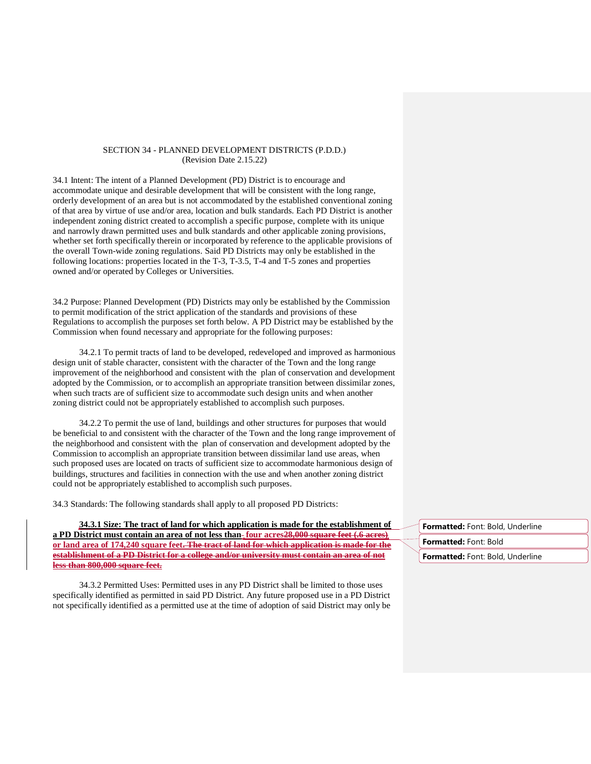SECTION 34 - PLANNED DEVELOPMENT DISTRICTS (P.D.D.)
(Revision Date 2.15.22)

34.1 Intent: The intent of a Planned Development (PD) District is to encourage and accommodate unique and desirable development that will be consistent with the long range, orderly development of an area but is not accommodated by the established conventional zoning of that area by virtue of use and/or area, location and bulk standards. Each PD District is another independent zoning district created to accomplish a specific purpose, complete with its unique and narrowly drawn permitted uses and bulk standards and other applicable zoning provisions, whether set forth specifically therein or incorporated by reference to the applicable provisions of the overall Town-wide zoning regulations. Said PD Districts may only be established in the following locations: properties located in the T-3, T-3.5, T-4 and T-5 zones and properties owned and/or operated by Colleges or Universities.

34.2 Purpose: Planned Development (PD) Districts may only be established by the Commission to permit modification of the strict application of the standards and provisions of these Regulations to accomplish the purposes set forth below. A PD District may be established by the Commission when found necessary and appropriate for the following purposes:

34.2.1 To permit tracts of land to be developed, redeveloped and improved as harmonious design unit of stable character, consistent with the character of the Town and the long range improvement of the neighborhood and consistent with the plan of conservation and development adopted by the Commission, or to accomplish an appropriate transition between dissimilar zones, when such tracts are of sufficient size to accommodate such design units and when another zoning district could not be appropriately established to accomplish such purposes.

34.2.2 To permit the use of land, buildings and other structures for purposes that would be beneficial to and consistent with the character of the Town and the long range improvement of the neighborhood and consistent with the plan of conservation and development adopted by the Commission to accomplish an appropriate transition between dissimilar land use areas, when such proposed uses are located on tracts of sufficient size to accommodate harmonious design of buildings, structures and facilities in connection with the use and when another zoning district could not be appropriately established to accomplish such purposes.

34.3 Standards: The following standards shall apply to all proposed PD Districts:

**34.3.1 Size: The tract of land for which application is made for the establishment of a PD District must contain an area of not less than ~~-~~ four acres~~28,000 square feet (.6 acres)~~, or land area of 174,240 square feet. ~~The tract of land for which application is made for the establishment of a PD District for a college and/or university must contain an area of not less than 800,000 square feet.~~**

34.3.2 Permitted Uses: Permitted uses in any PD District shall be limited to those uses specifically identified as permitted in said PD District. Any future proposed use in a PD District not specifically identified as a permitted use at the time of adoption of said District may only be

Formatted: Font: Bold, Underline

Formatted: Font: Bold

Formatted: Font: Bold, Underline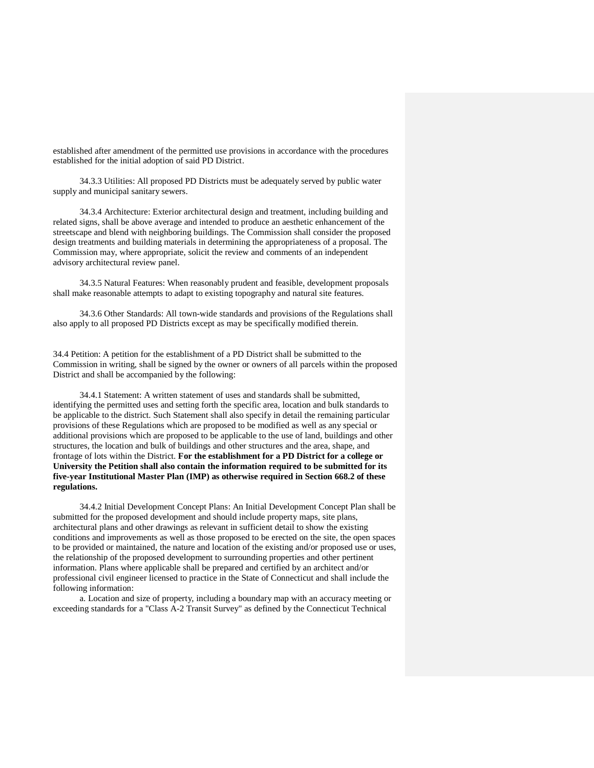established after amendment of the permitted use provisions in accordance with the procedures established for the initial adoption of said PD District.

34.3.3 Utilities: All proposed PD Districts must be adequately served by public water supply and municipal sanitary sewers.

34.3.4 Architecture: Exterior architectural design and treatment, including building and related signs, shall be above average and intended to produce an aesthetic enhancement of the streetscape and blend with neighboring buildings. The Commission shall consider the proposed design treatments and building materials in determining the appropriateness of a proposal. The Commission may, where appropriate, solicit the review and comments of an independent advisory architectural review panel.

34.3.5 Natural Features: When reasonably prudent and feasible, development proposals shall make reasonable attempts to adapt to existing topography and natural site features.

34.3.6 Other Standards: All town-wide standards and provisions of the Regulations shall also apply to all proposed PD Districts except as may be specifically modified therein.

34.4 Petition: A petition for the establishment of a PD District shall be submitted to the Commission in writing, shall be signed by the owner or owners of all parcels within the proposed District and shall be accompanied by the following:

34.4.1 Statement: A written statement of uses and standards shall be submitted, identifying the permitted uses and setting forth the specific area, location and bulk standards to be applicable to the district. Such Statement shall also specify in detail the remaining particular provisions of these Regulations which are proposed to be modified as well as any special or additional provisions which are proposed to be applicable to the use of land, buildings and other structures, the location and bulk of buildings and other structures and the area, shape, and frontage of lots within the District. **For the establishment for a PD District for a college or University the Petition shall also contain the information required to be submitted for its five-year Institutional Master Plan (IMP) as otherwise required in Section 668.2 of these regulations.**

34.4.2 Initial Development Concept Plans: An Initial Development Concept Plan shall be submitted for the proposed development and should include property maps, site plans, architectural plans and other drawings as relevant in sufficient detail to show the existing conditions and improvements as well as those proposed to be erected on the site, the open spaces to be provided or maintained, the nature and location of the existing and/or proposed use or uses, the relationship of the proposed development to surrounding properties and other pertinent information. Plans where applicable shall be prepared and certified by an architect and/or professional civil engineer licensed to practice in the State of Connecticut and shall include the following information:

a. Location and size of property, including a boundary map with an accuracy meeting or exceeding standards for a "Class A-2 Transit Survey" as defined by the Connecticut Technical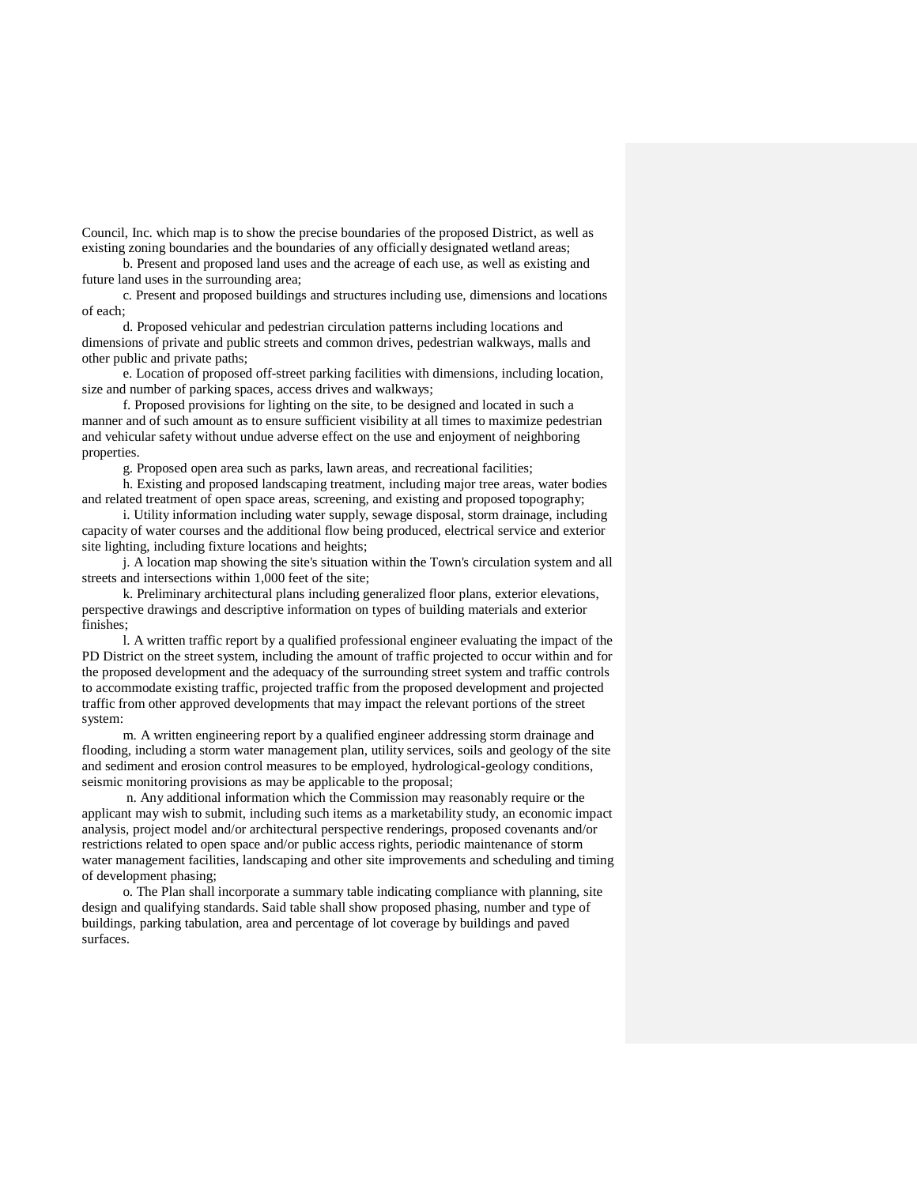Council, Inc. which map is to show the precise boundaries of the proposed District, as well as existing zoning boundaries and the boundaries of any officially designated wetland areas;

b. Present and proposed land uses and the acreage of each use, as well as existing and future land uses in the surrounding area;

c. Present and proposed buildings and structures including use, dimensions and locations of each;

d. Proposed vehicular and pedestrian circulation patterns including locations and dimensions of private and public streets and common drives, pedestrian walkways, malls and other public and private paths;

e. Location of proposed off-street parking facilities with dimensions, including location, size and number of parking spaces, access drives and walkways;

f. Proposed provisions for lighting on the site, to be designed and located in such a manner and of such amount as to ensure sufficient visibility at all times to maximize pedestrian and vehicular safety without undue adverse effect on the use and enjoyment of neighboring properties.

g. Proposed open area such as parks, lawn areas, and recreational facilities;

h. Existing and proposed landscaping treatment, including major tree areas, water bodies and related treatment of open space areas, screening, and existing and proposed topography;

i. Utility information including water supply, sewage disposal, storm drainage, including capacity of water courses and the additional flow being produced, electrical service and exterior site lighting, including fixture locations and heights;

j. A location map showing the site's situation within the Town's circulation system and all streets and intersections within 1,000 feet of the site;

k. Preliminary architectural plans including generalized floor plans, exterior elevations, perspective drawings and descriptive information on types of building materials and exterior finishes;

l. A written traffic report by a qualified professional engineer evaluating the impact of the PD District on the street system, including the amount of traffic projected to occur within and for the proposed development and the adequacy of the surrounding street system and traffic controls to accommodate existing traffic, projected traffic from the proposed development and projected traffic from other approved developments that may impact the relevant portions of the street system:

m. A written engineering report by a qualified engineer addressing storm drainage and flooding, including a storm water management plan, utility services, soils and geology of the site and sediment and erosion control measures to be employed, hydrological-geology conditions, seismic monitoring provisions as may be applicable to the proposal;

n. Any additional information which the Commission may reasonably require or the applicant may wish to submit, including such items as a marketability study, an economic impact analysis, project model and/or architectural perspective renderings, proposed covenants and/or restrictions related to open space and/or public access rights, periodic maintenance of storm water management facilities, landscaping and other site improvements and scheduling and timing of development phasing;

o. The Plan shall incorporate a summary table indicating compliance with planning, site design and qualifying standards. Said table shall show proposed phasing, number and type of buildings, parking tabulation, area and percentage of lot coverage by buildings and paved surfaces.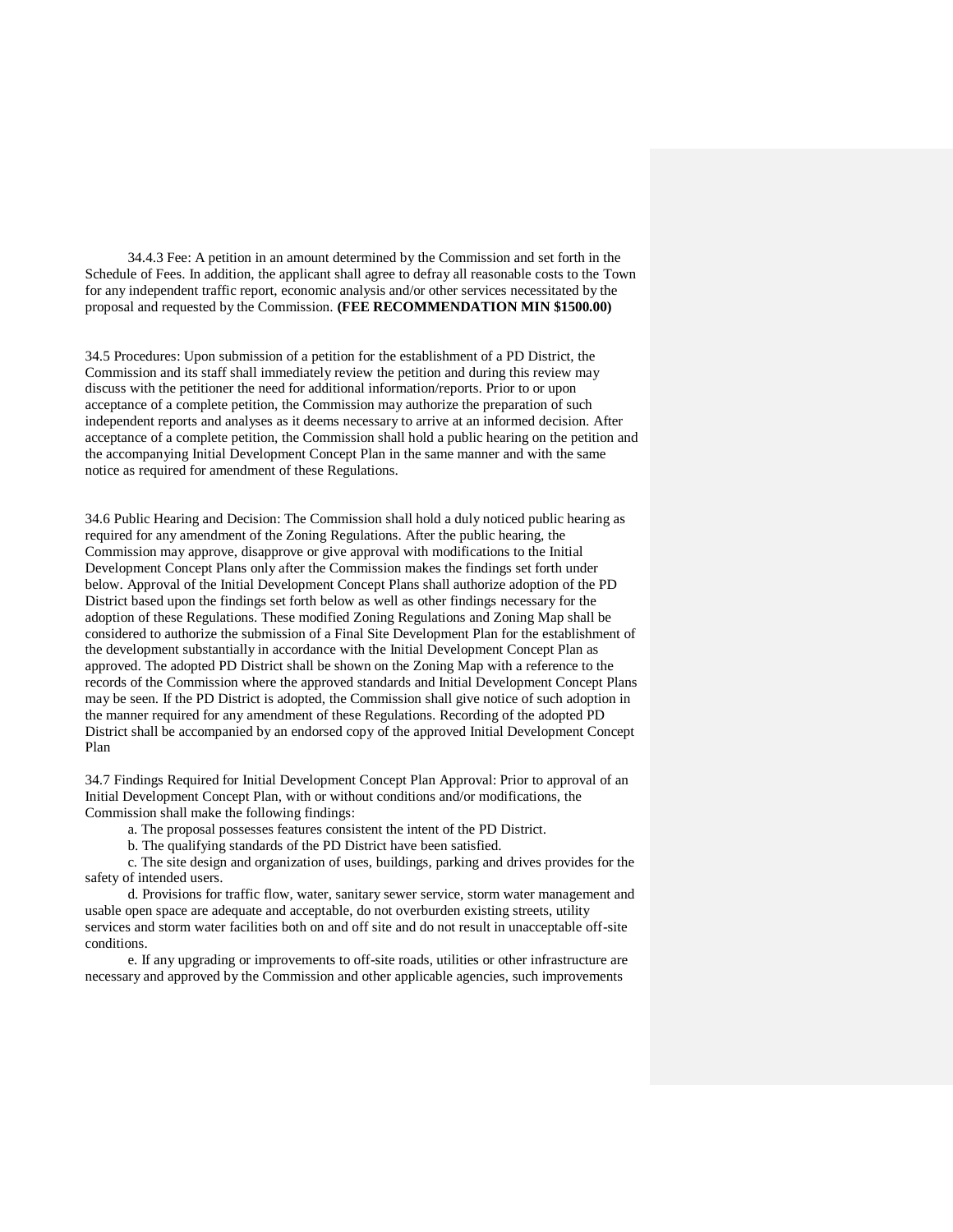34.4.3 Fee: A petition in an amount determined by the Commission and set forth in the Schedule of Fees. In addition, the applicant shall agree to defray all reasonable costs to the Town for any independent traffic report, economic analysis and/or other services necessitated by the proposal and requested by the Commission. **(FEE RECOMMENDATION MIN $1500.00)**

34.5 Procedures: Upon submission of a petition for the establishment of a PD District, the Commission and its staff shall immediately review the petition and during this review may discuss with the petitioner the need for additional information/reports. Prior to or upon acceptance of a complete petition, the Commission may authorize the preparation of such independent reports and analyses as it deems necessary to arrive at an informed decision. After acceptance of a complete petition, the Commission shall hold a public hearing on the petition and the accompanying Initial Development Concept Plan in the same manner and with the same notice as required for amendment of these Regulations.

34.6 Public Hearing and Decision: The Commission shall hold a duly noticed public hearing as required for any amendment of the Zoning Regulations. After the public hearing, the Commission may approve, disapprove or give approval with modifications to the Initial Development Concept Plans only after the Commission makes the findings set forth under below. Approval of the Initial Development Concept Plans shall authorize adoption of the PD District based upon the findings set forth below as well as other findings necessary for the adoption of these Regulations. These modified Zoning Regulations and Zoning Map shall be considered to authorize the submission of a Final Site Development Plan for the establishment of the development substantially in accordance with the Initial Development Concept Plan as approved. The adopted PD District shall be shown on the Zoning Map with a reference to the records of the Commission where the approved standards and Initial Development Concept Plans may be seen. If the PD District is adopted, the Commission shall give notice of such adoption in the manner required for any amendment of these Regulations. Recording of the adopted PD District shall be accompanied by an endorsed copy of the approved Initial Development Concept Plan

34.7 Findings Required for Initial Development Concept Plan Approval: Prior to approval of an Initial Development Concept Plan, with or without conditions and/or modifications, the Commission shall make the following findings:

a. The proposal possesses features consistent the intent of the PD District.

b. The qualifying standards of the PD District have been satisfied.

c. The site design and organization of uses, buildings, parking and drives provides for the safety of intended users.

d. Provisions for traffic flow, water, sanitary sewer service, storm water management and usable open space are adequate and acceptable, do not overburden existing streets, utility services and storm water facilities both on and off site and do not result in unacceptable off-site conditions.

e. If any upgrading or improvements to off-site roads, utilities or other infrastructure are necessary and approved by the Commission and other applicable agencies, such improvements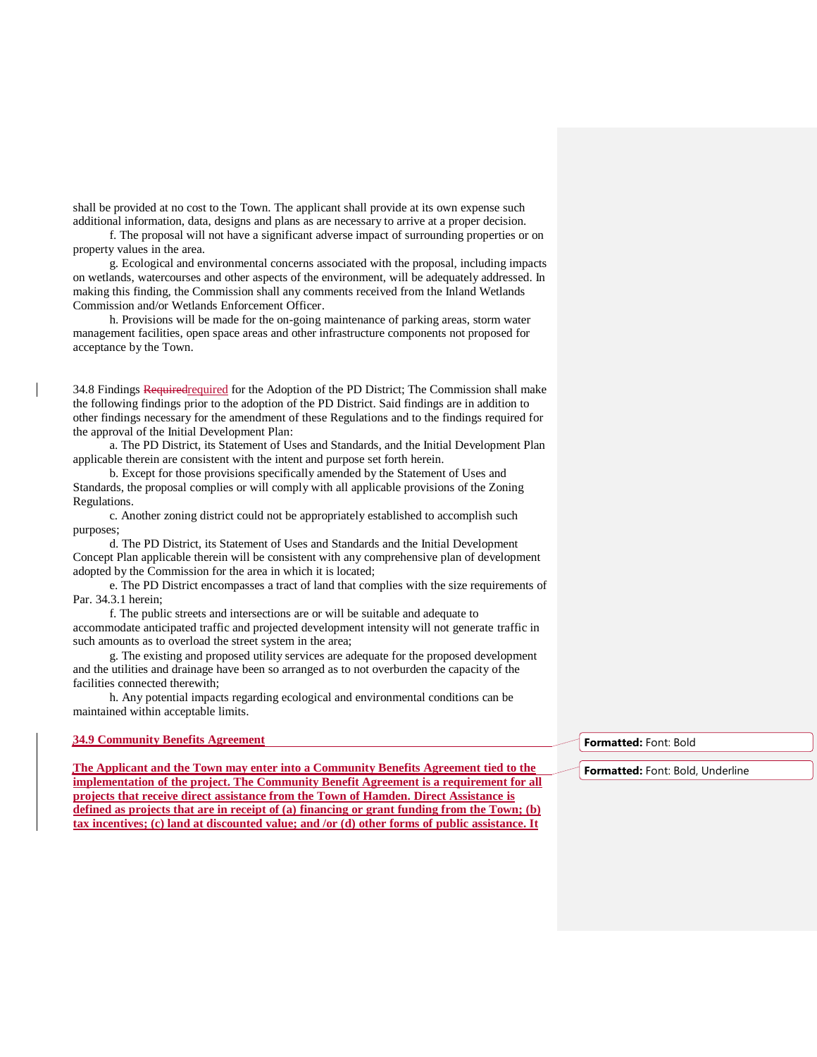shall be provided at no cost to the Town. The applicant shall provide at its own expense such additional information, data, designs and plans as are necessary to arrive at a proper decision.

f. The proposal will not have a significant adverse impact of surrounding properties or on property values in the area.

g. Ecological and environmental concerns associated with the proposal, including impacts on wetlands, watercourses and other aspects of the environment, will be adequately addressed. In making this finding, the Commission shall any comments received from the Inland Wetlands Commission and/or Wetlands Enforcement Officer.

h. Provisions will be made for the on-going maintenance of parking areas, storm water management facilities, open space areas and other infrastructure components not proposed for acceptance by the Town.

34.8 Findings ~~Required~~required for the Adoption of the PD District; The Commission shall make the following findings prior to the adoption of the PD District. Said findings are in addition to other findings necessary for the amendment of these Regulations and to the findings required for the approval of the Initial Development Plan:

a. The PD District, its Statement of Uses and Standards, and the Initial Development Plan applicable therein are consistent with the intent and purpose set forth herein.

b. Except for those provisions specifically amended by the Statement of Uses and Standards, the proposal complies or will comply with all applicable provisions of the Zoning Regulations.

c. Another zoning district could not be appropriately established to accomplish such purposes;

d. The PD District, its Statement of Uses and Standards and the Initial Development Concept Plan applicable therein will be consistent with any comprehensive plan of development adopted by the Commission for the area in which it is located;

e. The PD District encompasses a tract of land that complies with the size requirements of Par. 34.3.1 herein;

f. The public streets and intersections are or will be suitable and adequate to accommodate anticipated traffic and projected development intensity will not generate traffic in such amounts as to overload the street system in the area;

g. The existing and proposed utility services are adequate for the proposed development and the utilities and drainage have been so arranged as to not overburden the capacity of the facilities connected therewith;

h. Any potential impacts regarding ecological and environmental conditions can be maintained within acceptable limits.

**34.9 Community Benefits Agreement**

**The Applicant and the Town may enter into a Community Benefits Agreement tied to the implementation of the project. The Community Benefit Agreement is a requirement for all projects that receive direct assistance from the Town of Hamden. Direct Assistance is defined as projects that are in receipt of (a) financing or grant funding from the Town; (b) tax incentives; (c) land at discounted value; and /or (d) other forms of public assistance. It**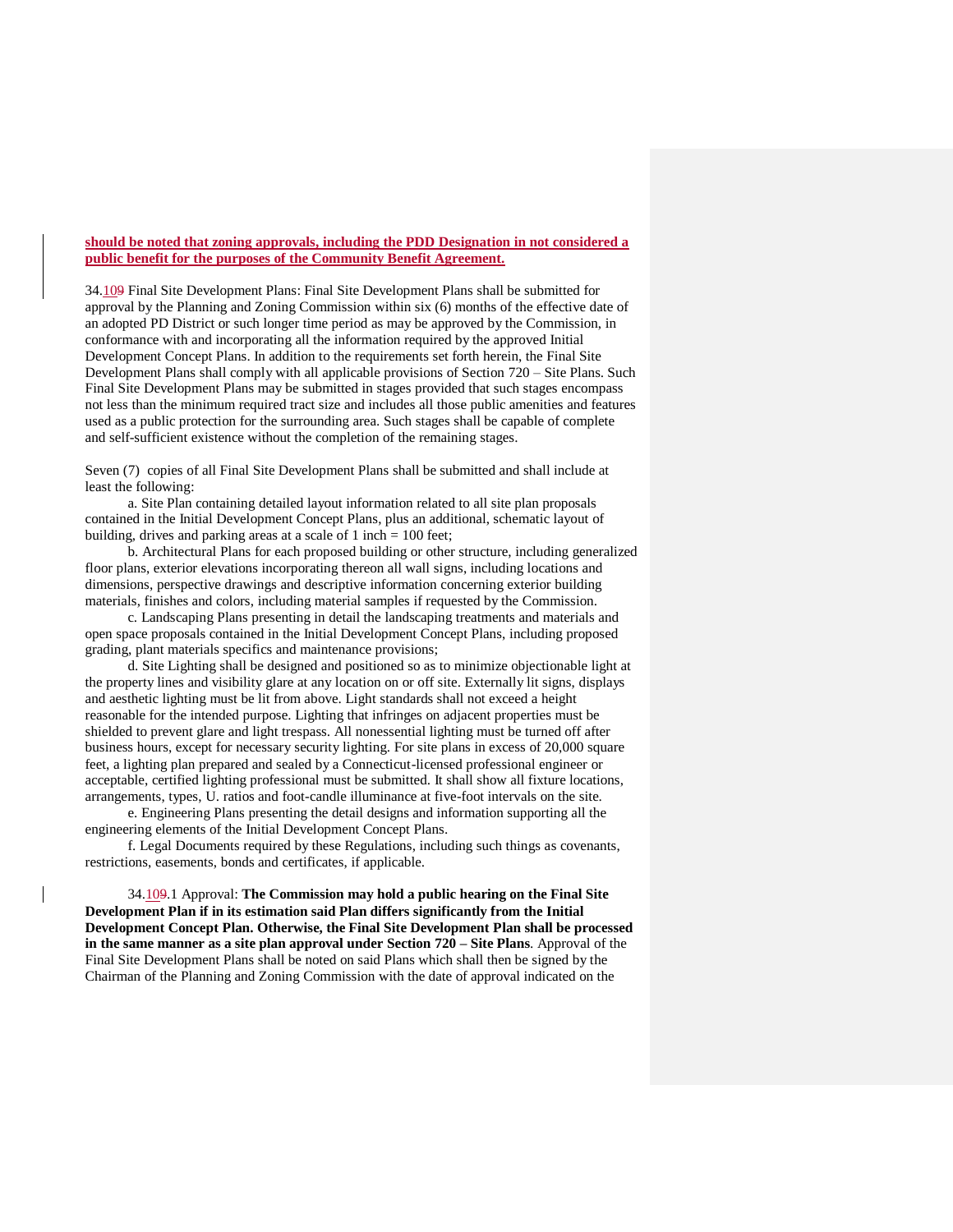**should be noted that zoning approvals, including the PDD Designation in not considered a public benefit for the purposes of the Community Benefit Agreement.**

34.109 Final Site Development Plans: Final Site Development Plans shall be submitted for approval by the Planning and Zoning Commission within six (6) months of the effective date of an adopted PD District or such longer time period as may be approved by the Commission, in conformance with and incorporating all the information required by the approved Initial Development Concept Plans. In addition to the requirements set forth herein, the Final Site Development Plans shall comply with all applicable provisions of Section 720 – Site Plans. Such Final Site Development Plans may be submitted in stages provided that such stages encompass not less than the minimum required tract size and includes all those public amenities and features used as a public protection for the surrounding area. Such stages shall be capable of complete and self-sufficient existence without the completion of the remaining stages.

Seven (7) copies of all Final Site Development Plans shall be submitted and shall include at least the following:

a. Site Plan containing detailed layout information related to all site plan proposals contained in the Initial Development Concept Plans, plus an additional, schematic layout of building, drives and parking areas at a scale of 1 inch = 100 feet;

b. Architectural Plans for each proposed building or other structure, including generalized floor plans, exterior elevations incorporating thereon all wall signs, including locations and dimensions, perspective drawings and descriptive information concerning exterior building materials, finishes and colors, including material samples if requested by the Commission.

c. Landscaping Plans presenting in detail the landscaping treatments and materials and open space proposals contained in the Initial Development Concept Plans, including proposed grading, plant materials specifics and maintenance provisions;

d. Site Lighting shall be designed and positioned so as to minimize objectionable light at the property lines and visibility glare at any location on or off site. Externally lit signs, displays and aesthetic lighting must be lit from above. Light standards shall not exceed a height reasonable for the intended purpose. Lighting that infringes on adjacent properties must be shielded to prevent glare and light trespass. All nonessential lighting must be turned off after business hours, except for necessary security lighting. For site plans in excess of 20,000 square feet, a lighting plan prepared and sealed by a Connecticut-licensed professional engineer or acceptable, certified lighting professional must be submitted. It shall show all fixture locations, arrangements, types, U. ratios and foot-candle illuminance at five-foot intervals on the site.

e. Engineering Plans presenting the detail designs and information supporting all the engineering elements of the Initial Development Concept Plans.

f. Legal Documents required by these Regulations, including such things as covenants, restrictions, easements, bonds and certificates, if applicable.

34.109.1 Approval: **The Commission may hold a public hearing on the Final Site Development Plan if in its estimation said Plan differs significantly from the Initial Development Concept Plan. Otherwise, the Final Site Development Plan shall be processed in the same manner as a site plan approval under Section 720 – Site Plans**. Approval of the Final Site Development Plans shall be noted on said Plans which shall then be signed by the Chairman of the Planning and Zoning Commission with the date of approval indicated on the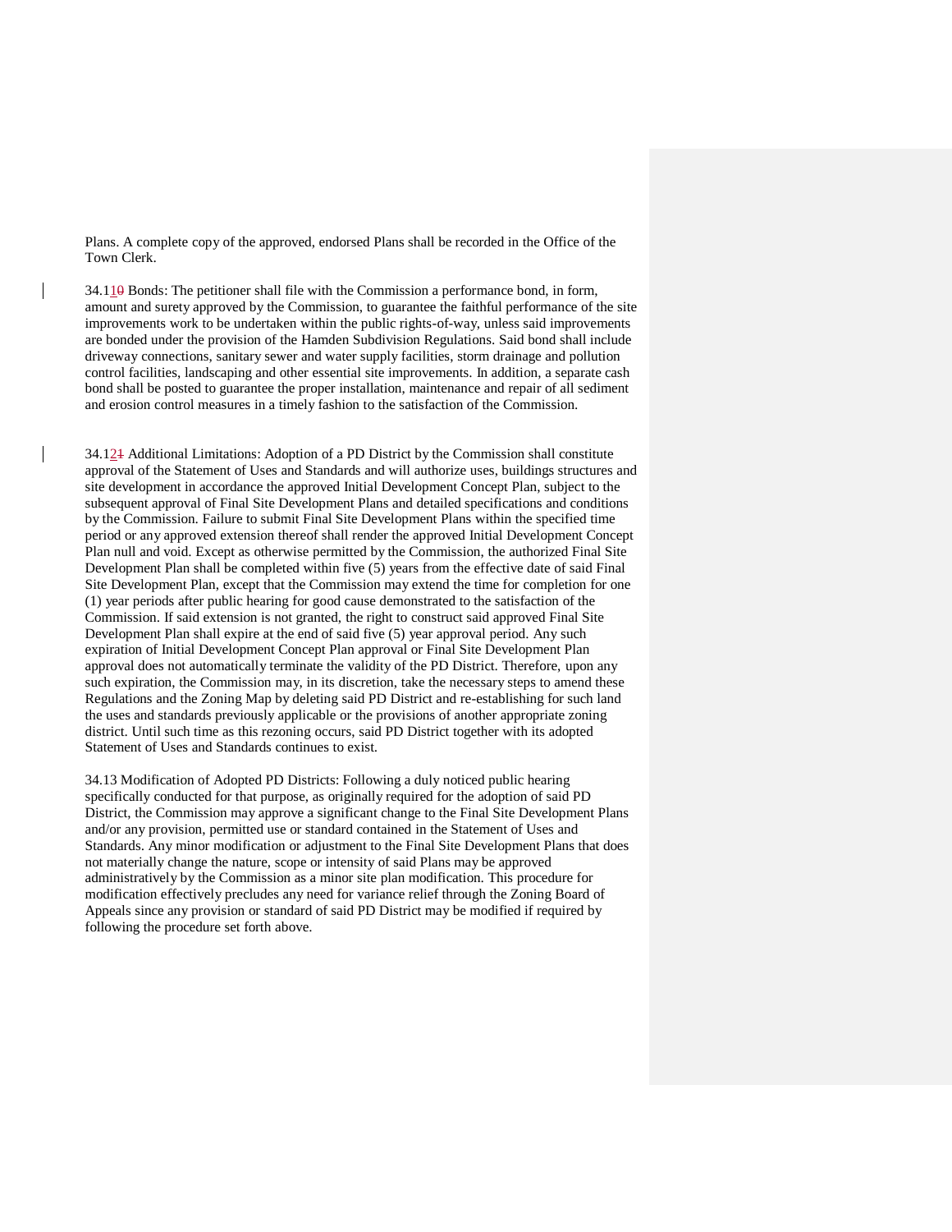Plans. A complete copy of the approved, endorsed Plans shall be recorded in the Office of the Town Clerk.

34.11~~0~~ Bonds: The petitioner shall file with the Commission a performance bond, in form, amount and surety approved by the Commission, to guarantee the faithful performance of the site improvements work to be undertaken within the public rights-of-way, unless said improvements are bonded under the provision of the Hamden Subdivision Regulations. Said bond shall include driveway connections, sanitary sewer and water supply facilities, storm drainage and pollution control facilities, landscaping and other essential site improvements. In addition, a separate cash bond shall be posted to guarantee the proper installation, maintenance and repair of all sediment and erosion control measures in a timely fashion to the satisfaction of the Commission.

34.12~~1~~ Additional Limitations: Adoption of a PD District by the Commission shall constitute approval of the Statement of Uses and Standards and will authorize uses, buildings structures and site development in accordance the approved Initial Development Concept Plan, subject to the subsequent approval of Final Site Development Plans and detailed specifications and conditions by the Commission. Failure to submit Final Site Development Plans within the specified time period or any approved extension thereof shall render the approved Initial Development Concept Plan null and void. Except as otherwise permitted by the Commission, the authorized Final Site Development Plan shall be completed within five (5) years from the effective date of said Final Site Development Plan, except that the Commission may extend the time for completion for one (1) year periods after public hearing for good cause demonstrated to the satisfaction of the Commission. If said extension is not granted, the right to construct said approved Final Site Development Plan shall expire at the end of said five (5) year approval period. Any such expiration of Initial Development Concept Plan approval or Final Site Development Plan approval does not automatically terminate the validity of the PD District. Therefore, upon any such expiration, the Commission may, in its discretion, take the necessary steps to amend these Regulations and the Zoning Map by deleting said PD District and re-establishing for such land the uses and standards previously applicable or the provisions of another appropriate zoning district. Until such time as this rezoning occurs, said PD District together with its adopted Statement of Uses and Standards continues to exist.

34.13 Modification of Adopted PD Districts: Following a duly noticed public hearing specifically conducted for that purpose, as originally required for the adoption of said PD District, the Commission may approve a significant change to the Final Site Development Plans and/or any provision, permitted use or standard contained in the Statement of Uses and Standards. Any minor modification or adjustment to the Final Site Development Plans that does not materially change the nature, scope or intensity of said Plans may be approved administratively by the Commission as a minor site plan modification. This procedure for modification effectively precludes any need for variance relief through the Zoning Board of Appeals since any provision or standard of said PD District may be modified if required by following the procedure set forth above.